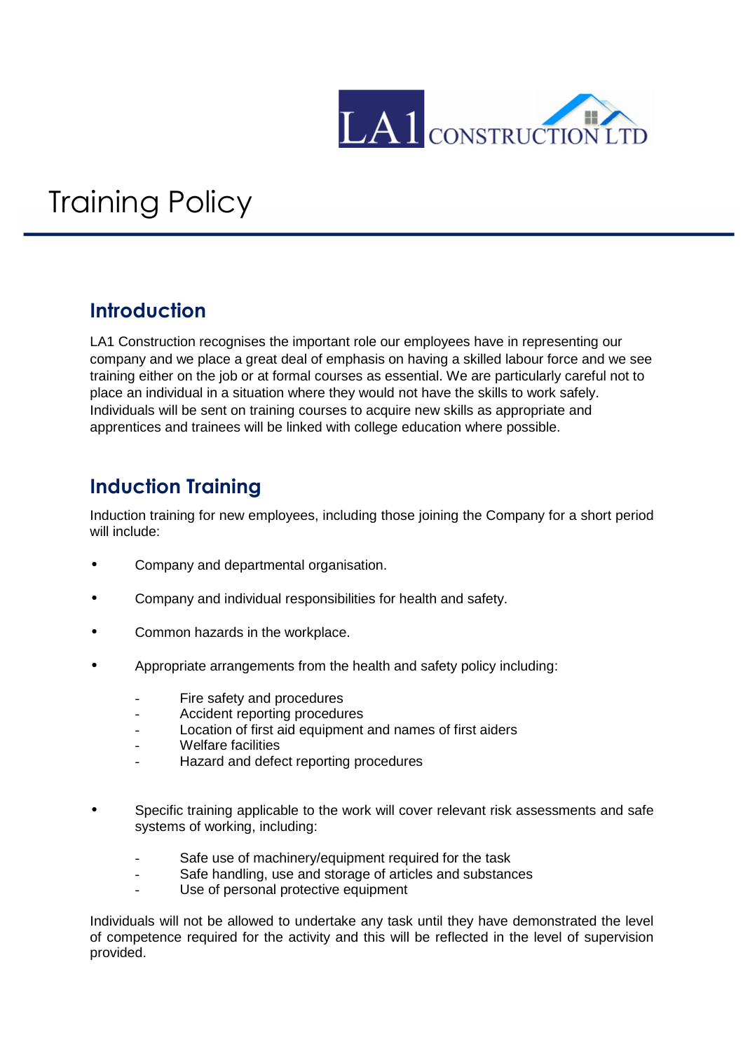# Training Policy

## Introduction

LA1 Construction recognises the important role our employees have in representing our company and we place a great deal of emphasis on having a skilled labour force and we see training either on the job or at formal courses as essential. We are particularly careful not to place an individual in a situation where they would not have the skills to work safely. Individuals will be sent on training courses to acquire new skills as appropriate and apprentices and trainees will be linked with college education where possible.

## Induction Training

Induction training for new employees, including those joining the Company for a short period will include:

- Company and departmental organisation.
- Company and individual responsibilities for health and safety.
- Common hazards in the workplace.
- Appropriate arrangements from the health and safety policy including:
  - Fire safety and procedures
  - Accident reporting procedures
  - Location of first aid equipment and names of first aiders
  - Welfare facilities
  - Hazard and defect reporting procedures
- Specific training applicable to the work will cover relevant risk assessments and safe systems of working, including:
  - Safe use of machinery/equipment required for the task
  - Safe handling, use and storage of articles and substances
  - Use of personal protective equipment

Individuals will not be allowed to undertake any task until they have demonstrated the level of competence required for the activity and this will be reflected in the level of supervision provided.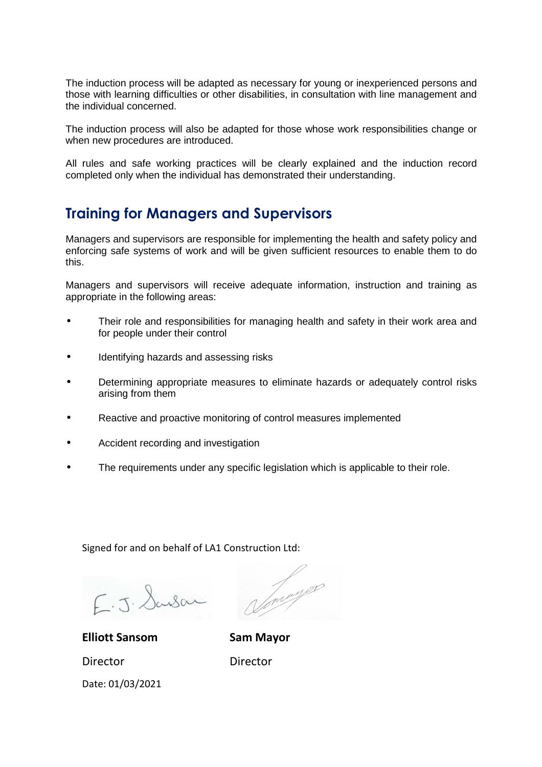The induction process will be adapted as necessary for young or inexperienced persons and those with learning difficulties or other disabilities, in consultation with line management and the individual concerned.

The induction process will also be adapted for those whose work responsibilities change or when new procedures are introduced.

All rules and safe working practices will be clearly explained and the induction record completed only when the individual has demonstrated their understanding.

## Training for Managers and Supervisors

Managers and supervisors are responsible for implementing the health and safety policy and enforcing safe systems of work and will be given sufficient resources to enable them to do this.

Managers and supervisors will receive adequate information, instruction and training as appropriate in the following areas:

- Their role and responsibilities for managing health and safety in their work area and for people under their control
- Identifying hazards and assessing risks
- Determining appropriate measures to eliminate hazards or adequately control risks arising from them
- Reactive and proactive monitoring of control measures implemented
- Accident recording and investigation
- The requirements under any specific legislation which is applicable to their role.

Signed for and on behalf of LA1 Construction Ltd:

**Elliott Sansom**

Director

**Sam Mayor**

Director

Date: 01/03/2021